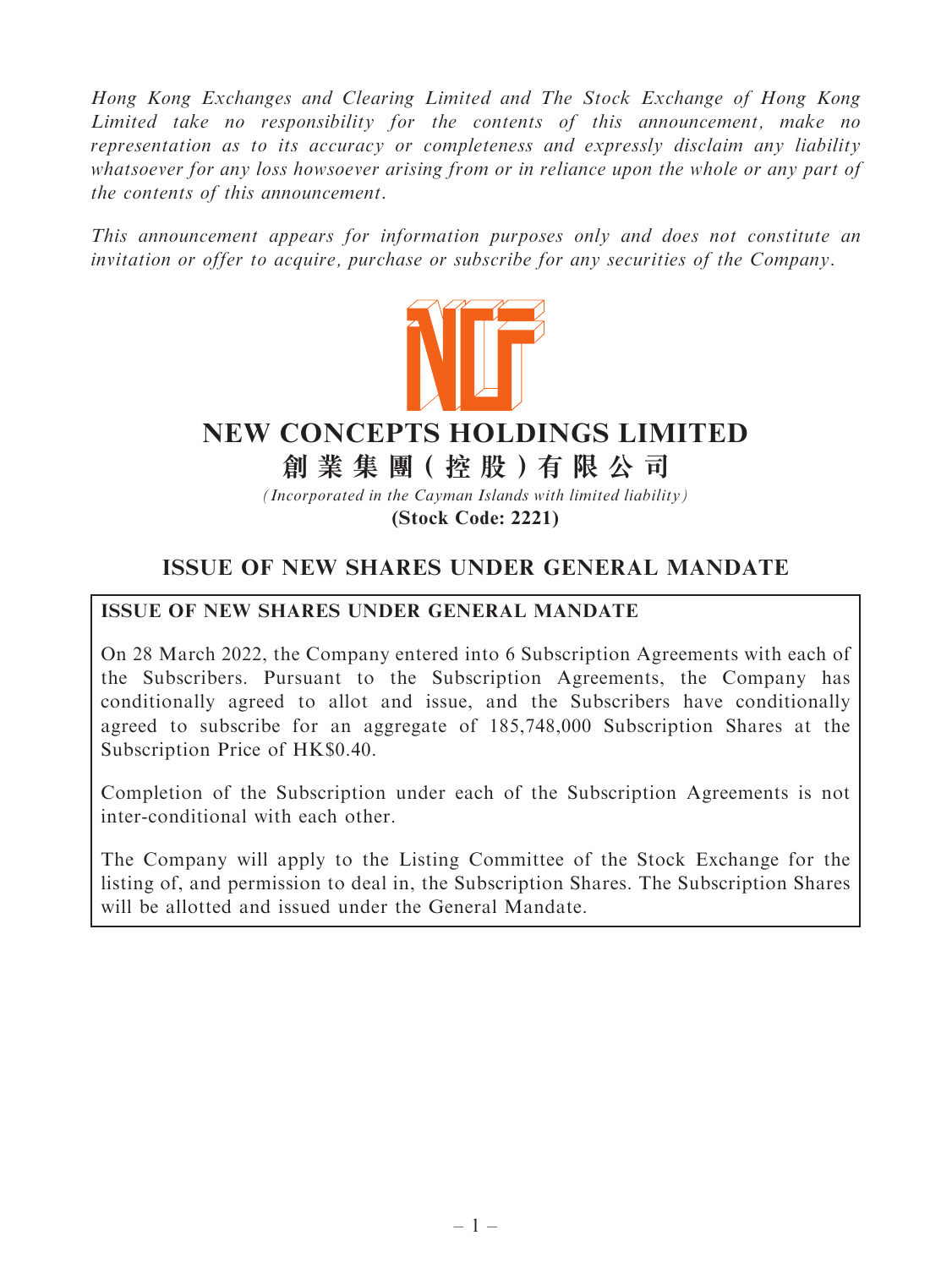*Hong Kong Exchanges and Clearing Limited and The Stock Exchange of Hong Kong Limited take no responsibility for the contents of this announcement, make no representation as to its accuracy or completeness and expressly disclaim any liability whatsoever for any loss howsoever arising from or in reliance upon the whole or any part of the contents of this announcement.*

*This announcement appears for information purposes only and does not constitute an invitation or offer to acquire, purchase or subscribe for any securities of the Company.*

# NEW CONCEPTS HOLDINGS LIMITED
# 創業集團(控股)有限公司

*(Incorporated in the Cayman Islands with limited liability)*

**(Stock Code: 2221)**

## ISSUE OF NEW SHARES UNDER GENERAL MANDATE

**ISSUE OF NEW SHARES UNDER GENERAL MANDATE**

On 28 March 2022, the Company entered into 6 Subscription Agreements with each of the Subscribers. Pursuant to the Subscription Agreements, the Company has conditionally agreed to allot and issue, and the Subscribers have conditionally agreed to subscribe for an aggregate of 185,748,000 Subscription Shares at the Subscription Price of HK$0.40.

Completion of the Subscription under each of the Subscription Agreements is not inter-conditional with each other.

The Company will apply to the Listing Committee of the Stock Exchange for the listing of, and permission to deal in, the Subscription Shares. The Subscription Shares will be allotted and issued under the General Mandate.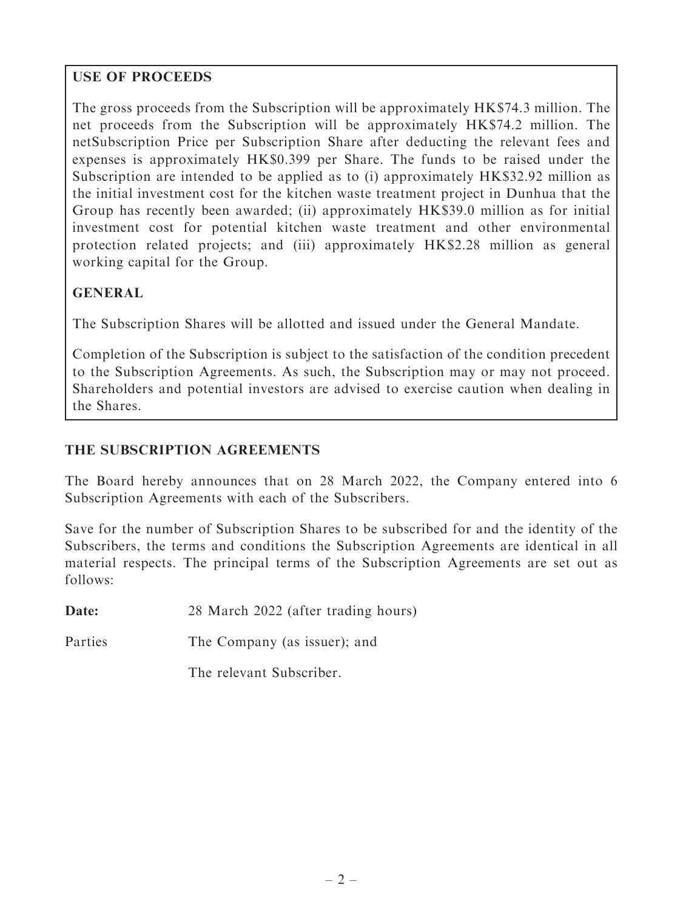## USE OF PROCEEDS

The gross proceeds from the Subscription will be approximately HK$74.3 million. The net proceeds from the Subscription will be approximately HK$74.2 million. The netSubscription Price per Subscription Share after deducting the relevant fees and expenses is approximately HK$0.399 per Share. The funds to be raised under the Subscription are intended to be applied as to (i) approximately HK$32.92 million as the initial investment cost for the kitchen waste treatment project in Dunhua that the Group has recently been awarded; (ii) approximately HK$39.0 million as for initial investment cost for potential kitchen waste treatment and other environmental protection related projects; and (iii) approximately HK$2.28 million as general working capital for the Group.

## GENERAL

The Subscription Shares will be allotted and issued under the General Mandate.

Completion of the Subscription is subject to the satisfaction of the condition precedent to the Subscription Agreements. As such, the Subscription may or may not proceed. Shareholders and potential investors are advised to exercise caution when dealing in the Shares.

## THE SUBSCRIPTION AGREEMENTS

The Board hereby announces that on 28 March 2022, the Company entered into 6 Subscription Agreements with each of the Subscribers.

Save for the number of Subscription Shares to be subscribed for and the identity of the Subscribers, the terms and conditions the Subscription Agreements are identical in all material respects. The principal terms of the Subscription Agreements are set out as follows:

**Date:** 28 March 2022 (after trading hours)

Parties The Company (as issuer); and

The relevant Subscriber.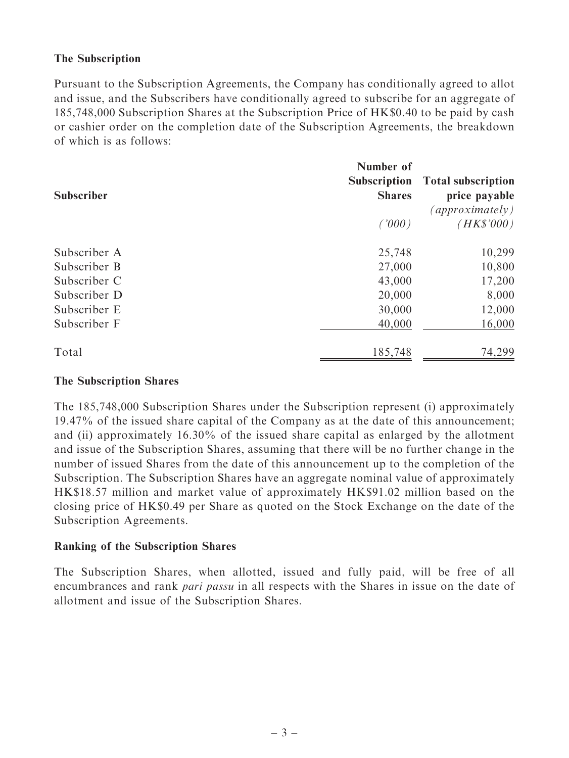**The Subscription**

Pursuant to the Subscription Agreements, the Company has conditionally agreed to allot and issue, and the Subscribers have conditionally agreed to subscribe for an aggregate of 185,748,000 Subscription Shares at the Subscription Price of HK$0.40 to be paid by cash or cashier order on the completion date of the Subscription Agreements, the breakdown of which is as follows:

| Subscriber | Number of Subscription Shares | Total subscription price payable *(approximately)* |
|---|---:|---:|
| | *('000)* | *(HK$'000)* |
| Subscriber A | 25,748 | 10,299 |
| Subscriber B | 27,000 | 10,800 |
| Subscriber C | 43,000 | 17,200 |
| Subscriber D | 20,000 | 8,000 |
| Subscriber E | 30,000 | 12,000 |
| Subscriber F | 40,000 | 16,000 |
| Total | 185,748 | 74,299 |

**The Subscription Shares**

The 185,748,000 Subscription Shares under the Subscription represent (i) approximately 19.47% of the issued share capital of the Company as at the date of this announcement; and (ii) approximately 16.30% of the issued share capital as enlarged by the allotment and issue of the Subscription Shares, assuming that there will be no further change in the number of issued Shares from the date of this announcement up to the completion of the Subscription. The Subscription Shares have an aggregate nominal value of approximately HK$18.57 million and market value of approximately HK$91.02 million based on the closing price of HK$0.49 per Share as quoted on the Stock Exchange on the date of the Subscription Agreements.

**Ranking of the Subscription Shares**

The Subscription Shares, when allotted, issued and fully paid, will be free of all encumbrances and rank *pari passu* in all respects with the Shares in issue on the date of allotment and issue of the Subscription Shares.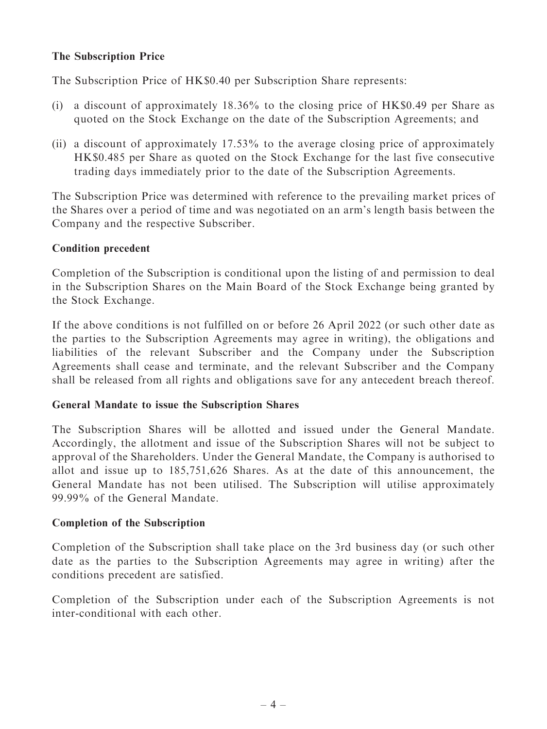**The Subscription Price**

The Subscription Price of HK$0.40 per Subscription Share represents:

(i) a discount of approximately 18.36% to the closing price of HK$0.49 per Share as quoted on the Stock Exchange on the date of the Subscription Agreements; and

(ii) a discount of approximately 17.53% to the average closing price of approximately HK$0.485 per Share as quoted on the Stock Exchange for the last five consecutive trading days immediately prior to the date of the Subscription Agreements.

The Subscription Price was determined with reference to the prevailing market prices of the Shares over a period of time and was negotiated on an arm's length basis between the Company and the respective Subscriber.

**Condition precedent**

Completion of the Subscription is conditional upon the listing of and permission to deal in the Subscription Shares on the Main Board of the Stock Exchange being granted by the Stock Exchange.

If the above conditions is not fulfilled on or before 26 April 2022 (or such other date as the parties to the Subscription Agreements may agree in writing), the obligations and liabilities of the relevant Subscriber and the Company under the Subscription Agreements shall cease and terminate, and the relevant Subscriber and the Company shall be released from all rights and obligations save for any antecedent breach thereof.

**General Mandate to issue the Subscription Shares**

The Subscription Shares will be allotted and issued under the General Mandate. Accordingly, the allotment and issue of the Subscription Shares will not be subject to approval of the Shareholders. Under the General Mandate, the Company is authorised to allot and issue up to 185,751,626 Shares. As at the date of this announcement, the General Mandate has not been utilised. The Subscription will utilise approximately 99.99% of the General Mandate.

**Completion of the Subscription**

Completion of the Subscription shall take place on the 3rd business day (or such other date as the parties to the Subscription Agreements may agree in writing) after the conditions precedent are satisfied.

Completion of the Subscription under each of the Subscription Agreements is not inter-conditional with each other.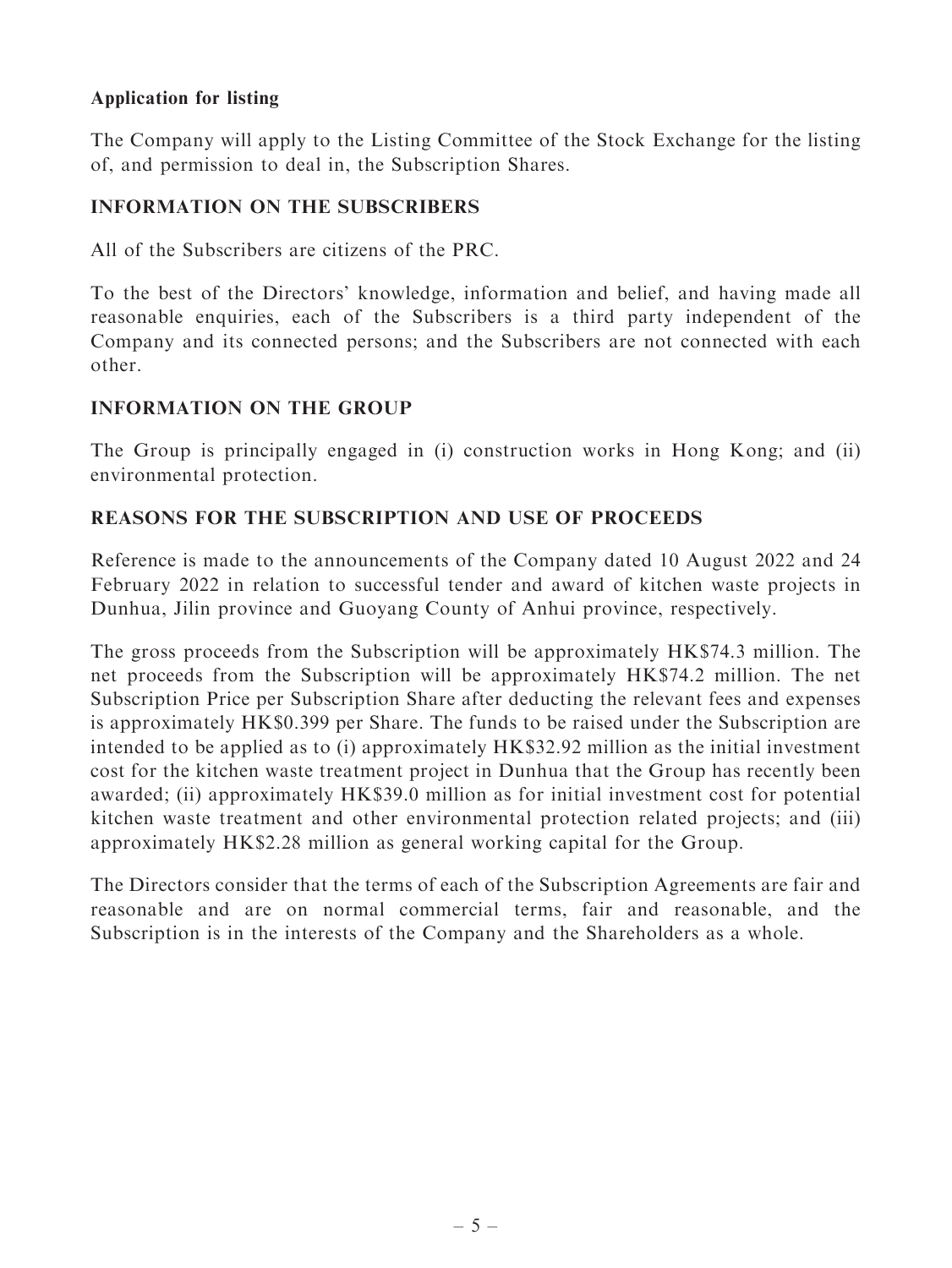**Application for listing**

The Company will apply to the Listing Committee of the Stock Exchange for the listing of, and permission to deal in, the Subscription Shares.

## INFORMATION ON THE SUBSCRIBERS

All of the Subscribers are citizens of the PRC.

To the best of the Directors' knowledge, information and belief, and having made all reasonable enquiries, each of the Subscribers is a third party independent of the Company and its connected persons; and the Subscribers are not connected with each other.

## INFORMATION ON THE GROUP

The Group is principally engaged in (i) construction works in Hong Kong; and (ii) environmental protection.

## REASONS FOR THE SUBSCRIPTION AND USE OF PROCEEDS

Reference is made to the announcements of the Company dated 10 August 2022 and 24 February 2022 in relation to successful tender and award of kitchen waste projects in Dunhua, Jilin province and Guoyang County of Anhui province, respectively.

The gross proceeds from the Subscription will be approximately HK$74.3 million. The net proceeds from the Subscription will be approximately HK$74.2 million. The net Subscription Price per Subscription Share after deducting the relevant fees and expenses is approximately HK$0.399 per Share. The funds to be raised under the Subscription are intended to be applied as to (i) approximately HK$32.92 million as the initial investment cost for the kitchen waste treatment project in Dunhua that the Group has recently been awarded; (ii) approximately HK$39.0 million as for initial investment cost for potential kitchen waste treatment and other environmental protection related projects; and (iii) approximately HK$2.28 million as general working capital for the Group.

The Directors consider that the terms of each of the Subscription Agreements are fair and reasonable and are on normal commercial terms, fair and reasonable, and the Subscription is in the interests of the Company and the Shareholders as a whole.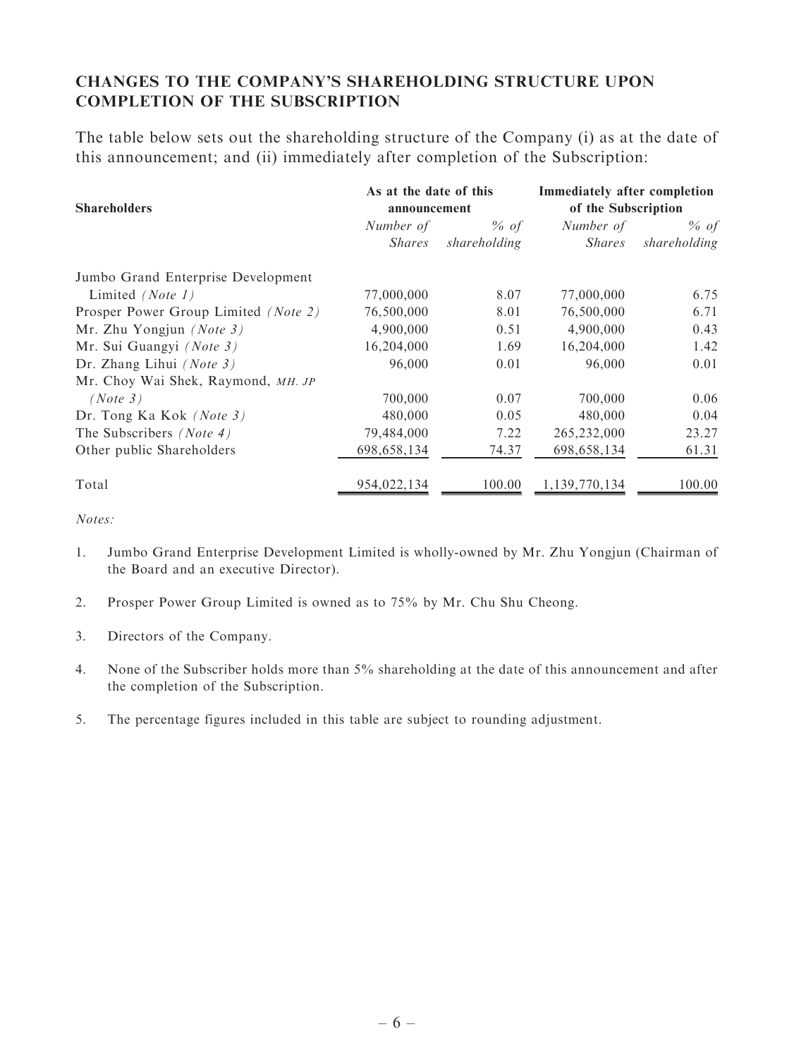## CHANGES TO THE COMPANY'S SHAREHOLDING STRUCTURE UPON COMPLETION OF THE SUBSCRIPTION

The table below sets out the shareholding structure of the Company (i) as at the date of this announcement; and (ii) immediately after completion of the Subscription:

| Shareholders | As at the date of this announcement | | Immediately after completion of the Subscription | |
|---|---|---|---|---|
| | *Number of Shares* | *% of shareholding* | *Number of Shares* | *% of shareholding* |
| Jumbo Grand Enterprise Development Limited *(Note 1)* | 77,000,000 | 8.07 | 77,000,000 | 6.75 |
| Prosper Power Group Limited *(Note 2)* | 76,500,000 | 8.01 | 76,500,000 | 6.71 |
| Mr. Zhu Yongjun *(Note 3)* | 4,900,000 | 0.51 | 4,900,000 | 0.43 |
| Mr. Sui Guangyi *(Note 3)* | 16,204,000 | 1.69 | 16,204,000 | 1.42 |
| Dr. Zhang Lihui *(Note 3)* | 96,000 | 0.01 | 96,000 | 0.01 |
| Mr. Choy Wai Shek, Raymond, *MH. JP* *(Note 3)* | 700,000 | 0.07 | 700,000 | 0.06 |
| Dr. Tong Ka Kok *(Note 3)* | 480,000 | 0.05 | 480,000 | 0.04 |
| The Subscribers *(Note 4)* | 79,484,000 | 7.22 | 265,232,000 | 23.27 |
| Other public Shareholders | 698,658,134 | 74.37 | 698,658,134 | 61.31 |
| Total | 954,022,134 | 100.00 | 1,139,770,134 | 100.00 |

*Notes:*

1. Jumbo Grand Enterprise Development Limited is wholly-owned by Mr. Zhu Yongjun (Chairman of the Board and an executive Director).

2. Prosper Power Group Limited is owned as to 75% by Mr. Chu Shu Cheong.

3. Directors of the Company.

4. None of the Subscriber holds more than 5% shareholding at the date of this announcement and after the completion of the Subscription.

5. The percentage figures included in this table are subject to rounding adjustment.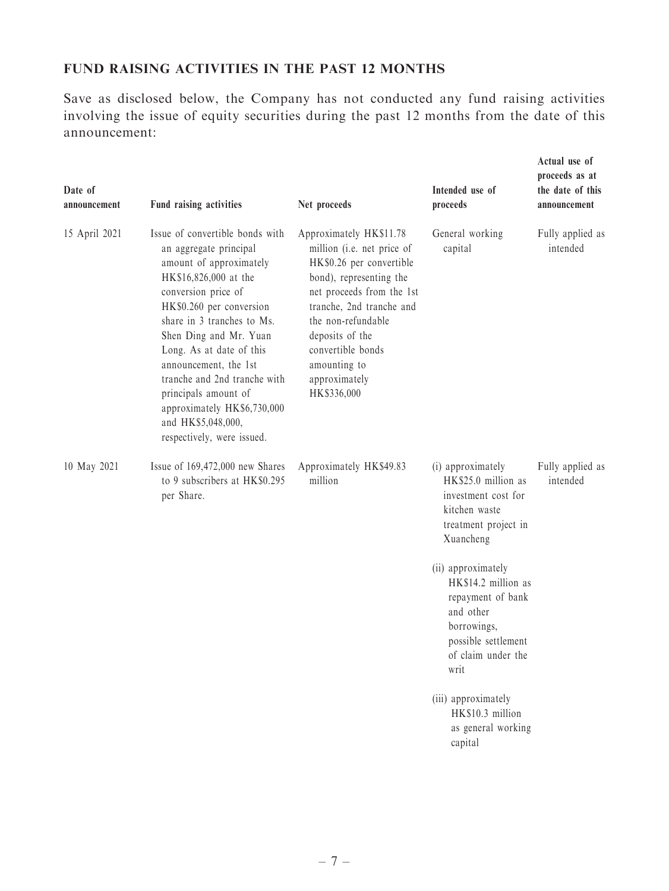## FUND RAISING ACTIVITIES IN THE PAST 12 MONTHS

Save as disclosed below, the Company has not conducted any fund raising activities involving the issue of equity securities during the past 12 months from the date of this announcement:

| Date of announcement | Fund raising activities | Net proceeds | Intended use of proceeds | Actual use of proceeds as at the date of this announcement |
|---|---|---|---|---|
| 15 April 2021 | Issue of convertible bonds with an aggregate principal amount of approximately HK$16,826,000 at the conversion price of HK$0.260 per conversion share in 3 tranches to Ms. Shen Ding and Mr. Yuan Long. As at date of this announcement, the 1st tranche and 2nd tranche with principals amount of approximately HK$6,730,000 and HK$5,048,000, respectively, were issued. | Approximately HK$11.78 million (i.e. net price of HK$0.26 per convertible bond), representing the net proceeds from the 1st tranche, 2nd tranche and the non-refundable deposits of the convertible bonds amounting to approximately HK$336,000 | General working capital | Fully applied as intended |
| 10 May 2021 | Issue of 169,472,000 new Shares to 9 subscribers at HK$0.295 per Share. | Approximately HK$49.83 million | (i) approximately HK$25.0 million as investment cost for kitchen waste treatment project in Xuancheng<br><br>(ii) approximately HK$14.2 million as repayment of bank and other borrowings, possible settlement of claim under the writ<br><br>(iii) approximately HK$10.3 million as general working capital | Fully applied as intended |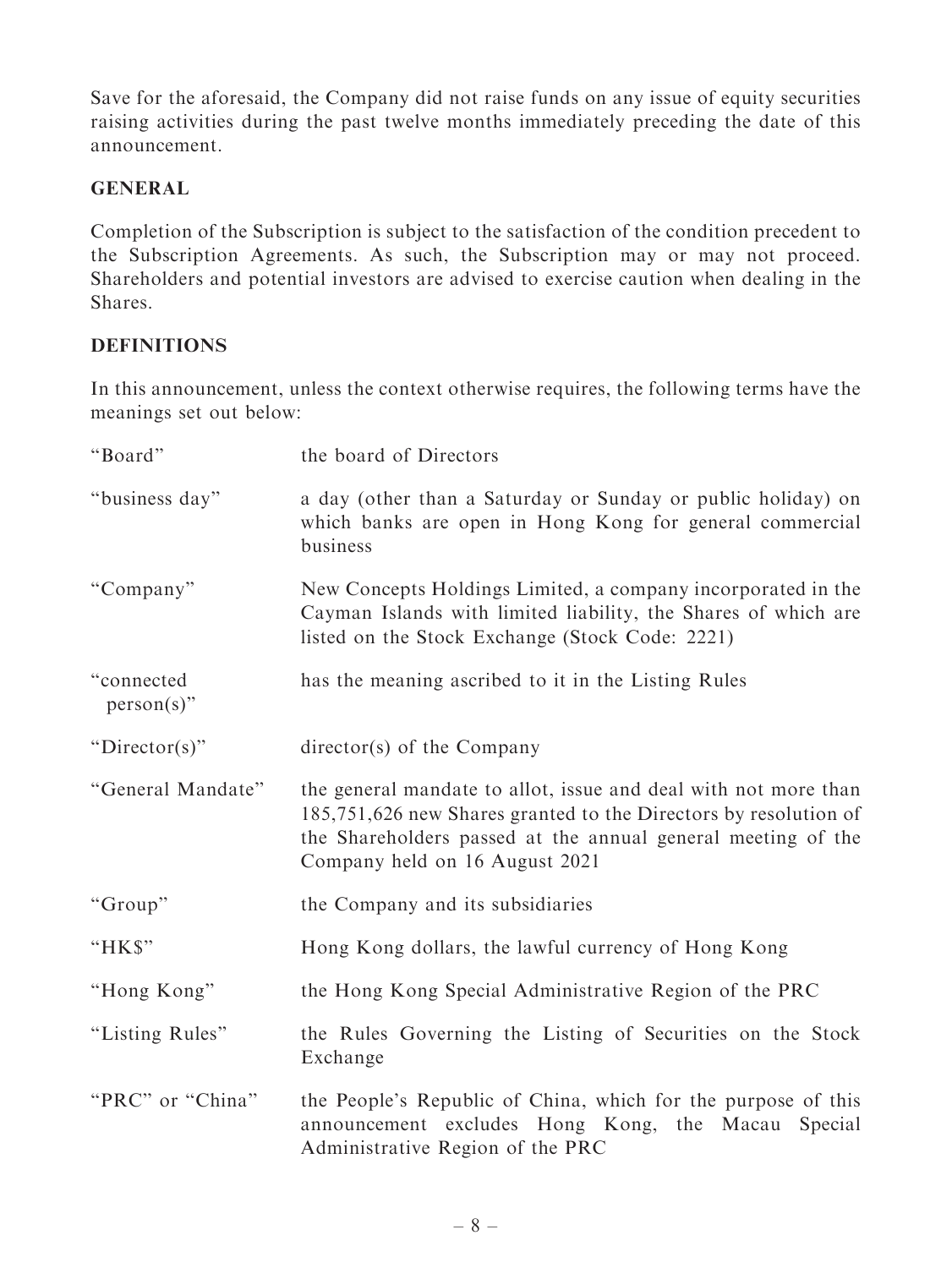Save for the aforesaid, the Company did not raise funds on any issue of equity securities raising activities during the past twelve months immediately preceding the date of this announcement.

## GENERAL

Completion of the Subscription is subject to the satisfaction of the condition precedent to the Subscription Agreements. As such, the Subscription may or may not proceed. Shareholders and potential investors are advised to exercise caution when dealing in the Shares.

## DEFINITIONS

In this announcement, unless the context otherwise requires, the following terms have the meanings set out below:

| | |
|---|---|
| "Board" | the board of Directors |
| "business day" | a day (other than a Saturday or Sunday or public holiday) on which banks are open in Hong Kong for general commercial business |
| "Company" | New Concepts Holdings Limited, a company incorporated in the Cayman Islands with limited liability, the Shares of which are listed on the Stock Exchange (Stock Code: 2221) |
| "connected person(s)" | has the meaning ascribed to it in the Listing Rules |
| "Director(s)" | director(s) of the Company |
| "General Mandate" | the general mandate to allot, issue and deal with not more than 185,751,626 new Shares granted to the Directors by resolution of the Shareholders passed at the annual general meeting of the Company held on 16 August 2021 |
| "Group" | the Company and its subsidiaries |
| "HK$" | Hong Kong dollars, the lawful currency of Hong Kong |
| "Hong Kong" | the Hong Kong Special Administrative Region of the PRC |
| "Listing Rules" | the Rules Governing the Listing of Securities on the Stock Exchange |
| "PRC" or "China" | the People's Republic of China, which for the purpose of this announcement excludes Hong Kong, the Macau Special Administrative Region of the PRC |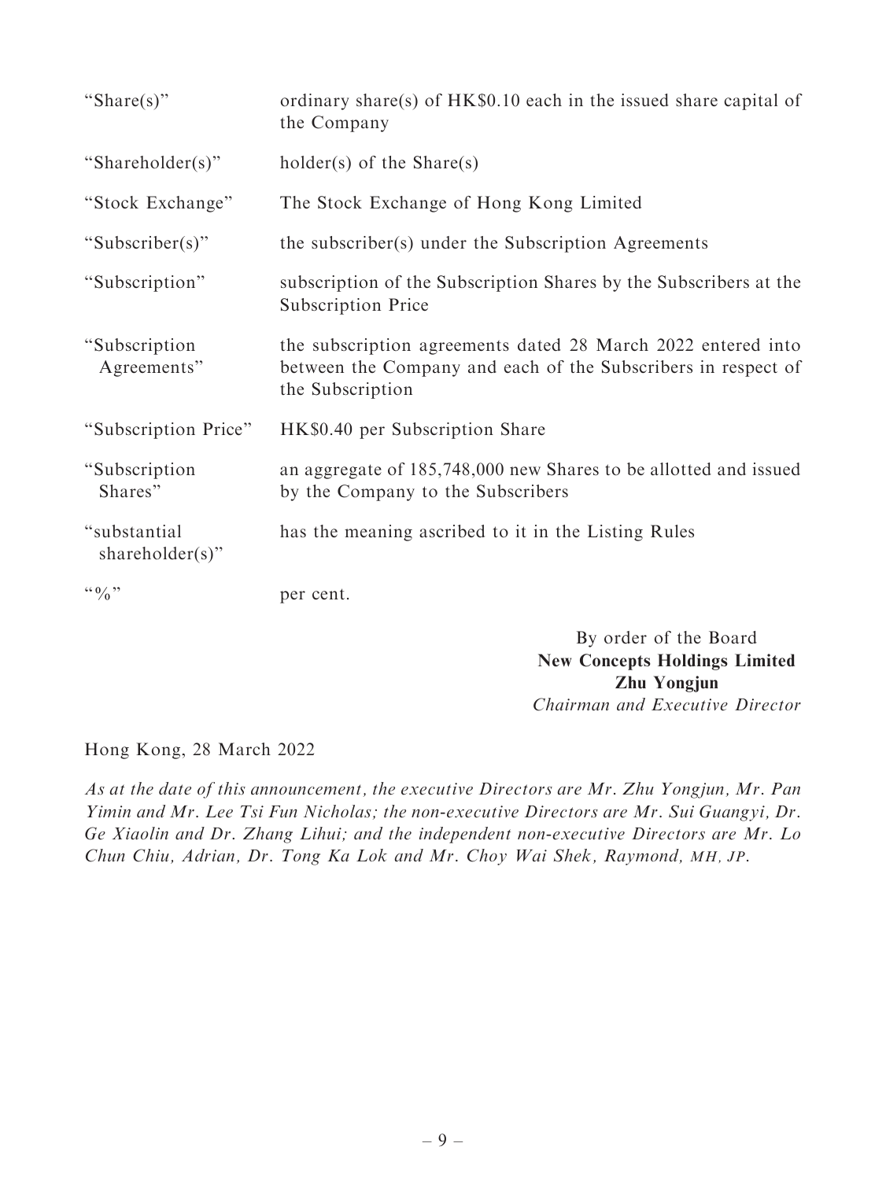| | |
|---|---|
| "Share(s)" | ordinary share(s) of HK$0.10 each in the issued share capital of the Company |
| "Shareholder(s)" | holder(s) of the Share(s) |
| "Stock Exchange" | The Stock Exchange of Hong Kong Limited |
| "Subscriber(s)" | the subscriber(s) under the Subscription Agreements |
| "Subscription" | subscription of the Subscription Shares by the Subscribers at the Subscription Price |
| "Subscription Agreements" | the subscription agreements dated 28 March 2022 entered into between the Company and each of the Subscribers in respect of the Subscription |
| "Subscription Price" | HK$0.40 per Subscription Share |
| "Subscription Shares" | an aggregate of 185,748,000 new Shares to be allotted and issued by the Company to the Subscribers |
| "substantial shareholder(s)" | has the meaning ascribed to it in the Listing Rules |
| "%" | per cent. |

By order of the Board
**New Concepts Holdings Limited**
**Zhu Yongjun**
*Chairman and Executive Director*

Hong Kong, 28 March 2022

*As at the date of this announcement, the executive Directors are Mr. Zhu Yongjun, Mr. Pan Yimin and Mr. Lee Tsi Fun Nicholas; the non-executive Directors are Mr. Sui Guangyi, Dr. Ge Xiaolin and Dr. Zhang Lihui; and the independent non-executive Directors are Mr. Lo Chun Chiu, Adrian, Dr. Tong Ka Lok and Mr. Choy Wai Shek, Raymond, MH, JP.*